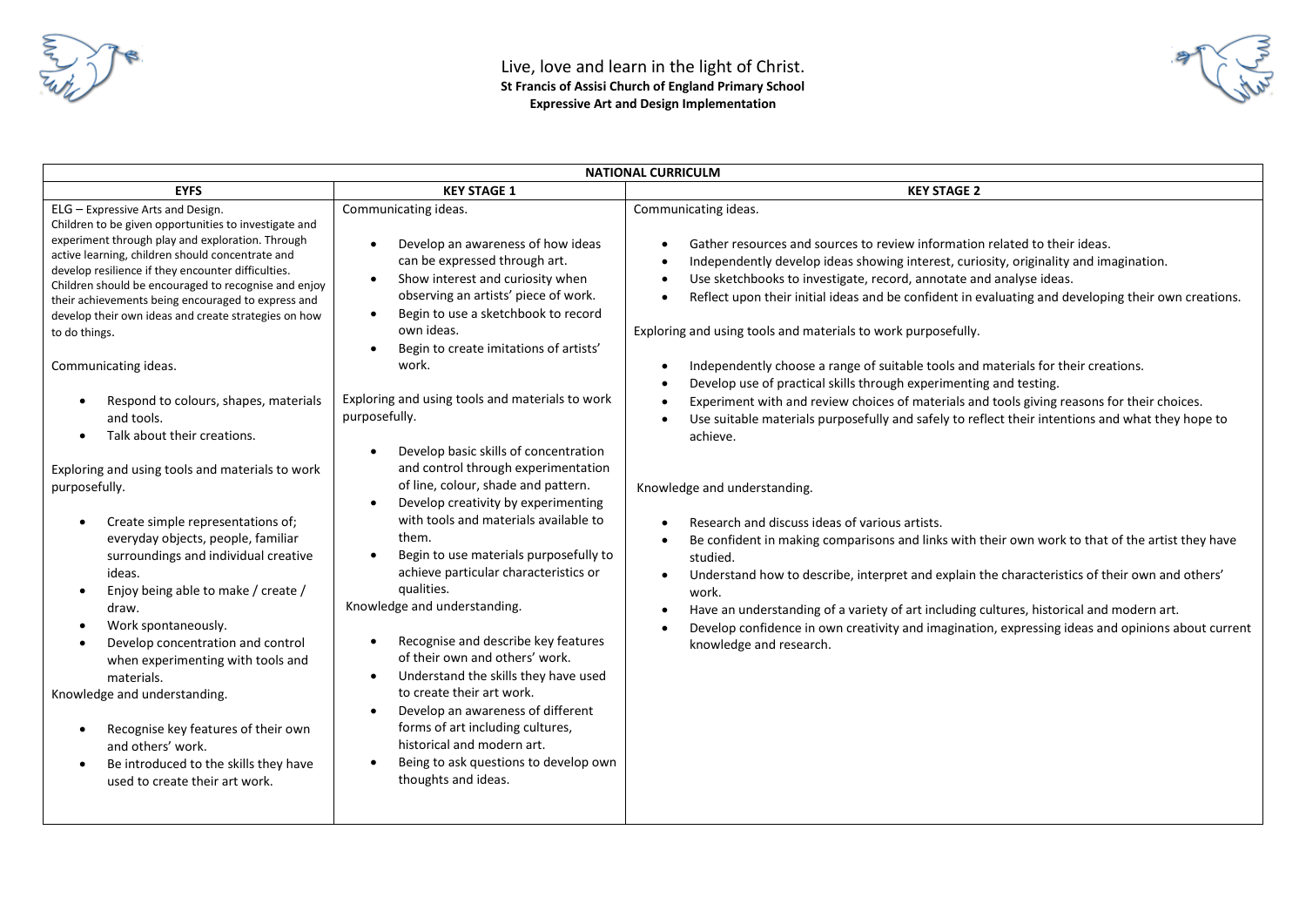Live, love and learn in the light of Christ.

**St Francis of Assisi Church of England Primary School**

**Expressive Art and Design Implementation**

| NATIONAL CURRICULM | | |
|---|---|---|
| **EYFS** | **KEY STAGE 1** | **KEY STAGE 2** |
| ELG – Expressive Arts and Design.<br>Children to be given opportunities to investigate and experiment through play and exploration. Through active learning, children should concentrate and develop resilience if they encounter difficulties. Children should be encouraged to recognise and enjoy their achievements being encouraged to express and develop their own ideas and create strategies on how to do things.<br><br>Communicating ideas.<br>• Respond to colours, shapes, materials and tools.<br>• Talk about their creations.<br><br>Exploring and using tools and materials to work purposefully.<br>• Create simple representations of; everyday objects, people, familiar surroundings and individual creative ideas.<br>• Enjoy being able to make / create / draw.<br>• Work spontaneously.<br>• Develop concentration and control when experimenting with tools and materials.<br><br>Knowledge and understanding.<br>• Recognise key features of their own and others' work.<br>• Be introduced to the skills they have used to create their art work. | Communicating ideas.<br>• Develop an awareness of how ideas can be expressed through art.<br>• Show interest and curiosity when observing an artists' piece of work.<br>• Begin to use a sketchbook to record own ideas.<br>• Begin to create imitations of artists' work.<br><br>Exploring and using tools and materials to work purposefully.<br>• Develop basic skills of concentration and control through experimentation of line, colour, shade and pattern.<br>• Develop creativity by experimenting with tools and materials available to them.<br>• Begin to use materials purposefully to achieve particular characteristics or qualities.<br><br>Knowledge and understanding.<br>• Recognise and describe key features of their own and others' work.<br>• Understand the skills they have used to create their art work.<br>• Develop an awareness of different forms of art including cultures, historical and modern art.<br>• Being to ask questions to develop own thoughts and ideas. | Communicating ideas.<br>• Gather resources and sources to review information related to their ideas.<br>• Independently develop ideas showing interest, curiosity, originality and imagination.<br>• Use sketchbooks to investigate, record, annotate and analyse ideas.<br>• Reflect upon their initial ideas and be confident in evaluating and developing their own creations.<br><br>Exploring and using tools and materials to work purposefully.<br>• Independently choose a range of suitable tools and materials for their creations.<br>• Develop use of practical skills through experimenting and testing.<br>• Experiment with and review choices of materials and tools giving reasons for their choices.<br>• Use suitable materials purposefully and safely to reflect their intentions and what they hope to achieve.<br><br>Knowledge and understanding.<br>• Research and discuss ideas of various artists.<br>• Be confident in making comparisons and links with their own work to that of the artist they have studied.<br>• Understand how to describe, interpret and explain the characteristics of their own and others' work.<br>• Have an understanding of a variety of art including cultures, historical and modern art.<br>• Develop confidence in own creativity and imagination, expressing ideas and opinions about current knowledge and research. |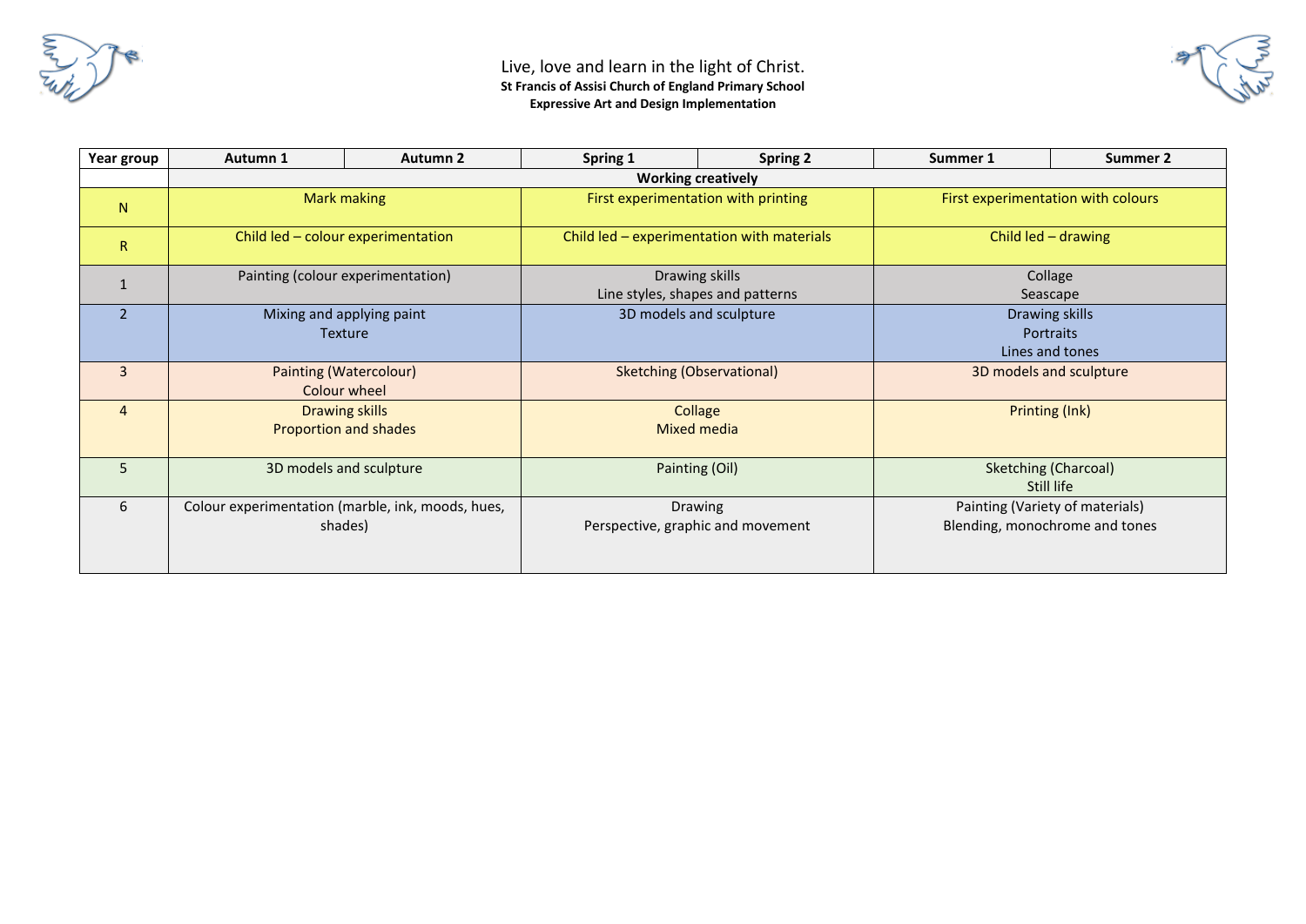Live, love and learn in the light of Christ.

**St Francis of Assisi Church of England Primary School**

**Expressive Art and Design Implementation**

| Year group | Autumn 1 | Autumn 2 | Spring 1 | Spring 2 | Summer 1 | Summer 2 |
|---|---|---|---|---|---|---|
| | **Working creatively** | | | | | |
| N | Mark making | | First experimentation with printing | | First experimentation with colours | |
| R | Child led – colour experimentation | | Child led – experimentation with materials | | Child led – drawing | |
| 1 | Painting (colour experimentation) | | Drawing skills<br>Line styles, shapes and patterns | | Collage<br>Seascape | |
| 2 | Mixing and applying paint<br>Texture | | 3D models and sculpture | | Drawing skills<br>Portraits<br>Lines and tones | |
| 3 | Painting (Watercolour)<br>Colour wheel | | Sketching (Observational) | | 3D models and sculpture | |
| 4 | Drawing skills<br>Proportion and shades | | Collage<br>Mixed media | | Printing (Ink) | |
| 5 | 3D models and sculpture | | Painting (Oil) | | Sketching (Charcoal)<br>Still life | |
| 6 | Colour experimentation (marble, ink, moods, hues, shades) | | Drawing<br>Perspective, graphic and movement | | Painting (Variety of materials)<br>Blending, monochrome and tones | |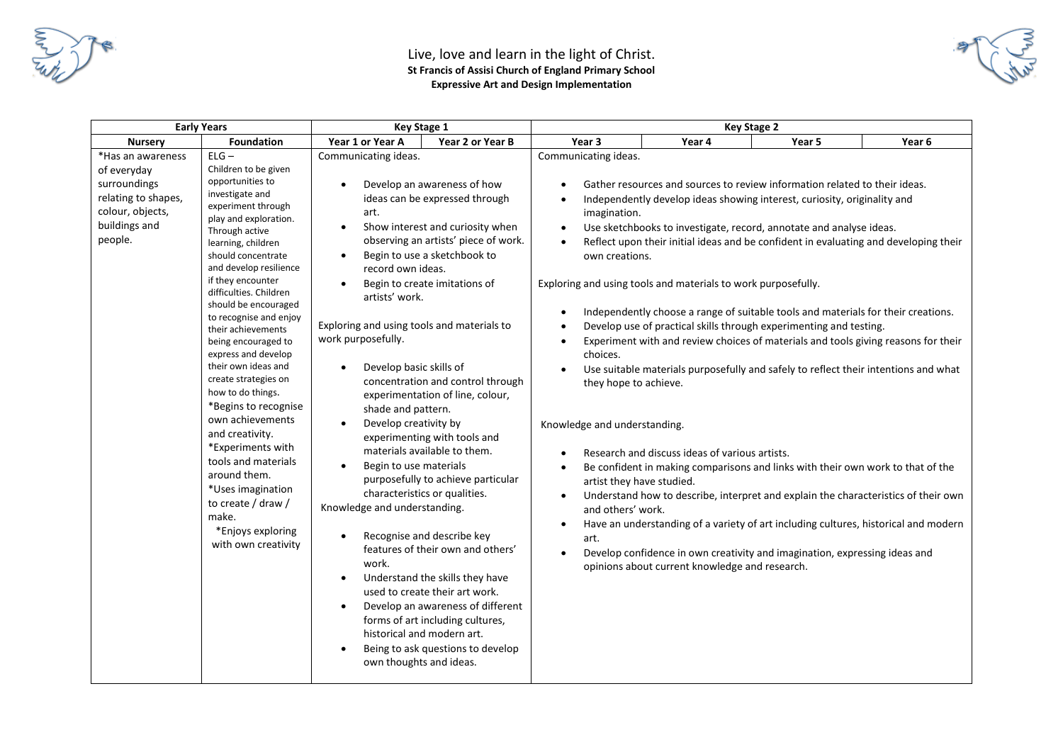Live, love and learn in the light of Christ.

**St Francis of Assisi Church of England Primary School**

**Expressive Art and Design Implementation**

| Early Years | | Key Stage 1 | | Key Stage 2 | | | |
|---|---|---|---|---|---|---|---|
| **Nursery** | **Foundation** | **Year 1 or Year A** | **Year 2 or Year B** | **Year 3** | **Year 4** | **Year 5** | **Year 6** |
| *Has an awareness of everyday surroundings relating to shapes, colour, objects, buildings and people. | ELG – Children to be given opportunities to investigate and experiment through play and exploration. Through active learning, children should concentrate and develop resilience if they encounter difficulties. Children should be encouraged to recognise and enjoy their achievements being encouraged to express and develop their own ideas and create strategies on how to do things.<br>*Begins to recognise own achievements and creativity.<br>*Experiments with tools and materials around them.<br>*Uses imagination to create / draw / make.<br>*Enjoys exploring with own creativity | Communicating ideas.<br>• Develop an awareness of how ideas can be expressed through art.<br>• Show interest and curiosity when observing an artists' piece of work.<br>• Begin to use a sketchbook to record own ideas.<br>• Begin to create imitations of artists' work.<br><br>Exploring and using tools and materials to work purposefully.<br>• Develop basic skills of concentration and control through experimentation of line, colour, shade and pattern.<br>• Develop creativity by experimenting with tools and materials available to them.<br>• Begin to use materials purposefully to achieve particular characteristics or qualities.<br><br>Knowledge and understanding.<br>• Recognise and describe key features of their own and others' work.<br>• Understand the skills they have used to create their art work.<br>• Develop an awareness of different forms of art including cultures, historical and modern art.<br>• Being to ask questions to develop own thoughts and ideas. | | Communicating ideas.<br>• Gather resources and sources to review information related to their ideas.<br>• Independently develop ideas showing interest, curiosity, originality and imagination.<br>• Use sketchbooks to investigate, record, annotate and analyse ideas.<br>• Reflect upon their initial ideas and be confident in evaluating and developing their own creations.<br><br>Exploring and using tools and materials to work purposefully.<br>• Independently choose a range of suitable tools and materials for their creations.<br>• Develop use of practical skills through experimenting and testing.<br>• Experiment with and review choices of materials and tools giving reasons for their choices.<br>• Use suitable materials purposefully and safely to reflect their intentions and what they hope to achieve.<br><br>Knowledge and understanding.<br>• Research and discuss ideas of various artists.<br>• Be confident in making comparisons and links with their own work to that of the artist they have studied.<br>• Understand how to describe, interpret and explain the characteristics of their own and others' work.<br>• Have an understanding of a variety of art including cultures, historical and modern art.<br>• Develop confidence in own creativity and imagination, expressing ideas and opinions about current knowledge and research. | | | |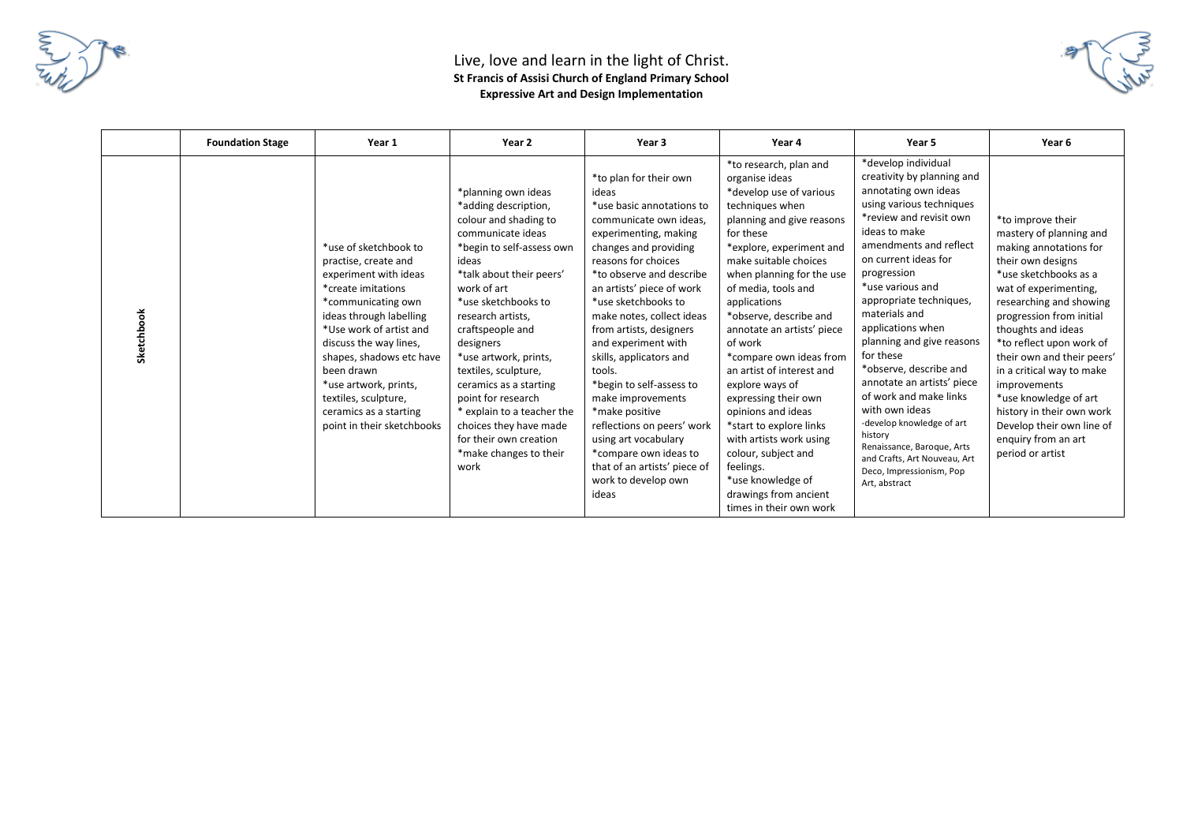Live, love and learn in the light of Christ.

**St Francis of Assisi Church of England Primary School**

**Expressive Art and Design Implementation**

| | Foundation Stage | Year 1 | Year 2 | Year 3 | Year 4 | Year 5 | Year 6 |
|---|---|---|---|---|---|---|---|
| **Sketchbook** | | *use of sketchbook to practise, create and experiment with ideas<br>*create imitations<br>*communicating own ideas through labelling<br>*Use work of artist and discuss the way lines, shapes, shadows etc have been drawn<br>*use artwork, prints, textiles, sculpture, ceramics as a starting point in their sketchbooks | *planning own ideas<br>*adding description, colour and shading to communicate ideas<br>*begin to self-assess own ideas<br>*talk about their peers' work of art<br>*use sketchbooks to research artists, craftspeople and designers<br>*use artwork, prints, textiles, sculpture, ceramics as a starting point for research<br>* explain to a teacher the choices they have made for their own creation<br>*make changes to their work | *to plan for their own ideas<br>*use basic annotations to communicate own ideas, experimenting, making changes and providing reasons for choices<br>*to observe and describe an artists' piece of work<br>*use sketchbooks to make notes, collect ideas from artists, designers and experiment with skills, applicators and tools.<br>*begin to self-assess to make improvements<br>*make positive reflections on peers' work using art vocabulary<br>*compare own ideas to that of an artists' piece of work to develop own ideas | *to research, plan and organise ideas<br>*develop use of various techniques when planning and give reasons for these<br>*explore, experiment and make suitable choices when planning for the use of media, tools and applications<br>*observe, describe and annotate an artists' piece of work<br>*compare own ideas from an artist of interest and explore ways of expressing their own opinions and ideas<br>*start to explore links with artists work using colour, subject and feelings.<br>*use knowledge of drawings from ancient times in their own work | *develop individual creativity by planning and annotating own ideas using various techniques<br>*review and revisit own ideas to make amendments and reflect on current ideas for progression<br>*use various and appropriate techniques, materials and applications when planning and give reasons for these<br>*observe, describe and annotate an artists' piece of work and make links with own ideas<br>-develop knowledge of art history<br>Renaissance, Baroque, Arts and Crafts, Art Nouveau, Art Deco, Impressionism, Pop Art, abstract | *to improve their mastery of planning and making annotations for their own designs<br>*use sketchbooks as a wat of experimenting, researching and showing progression from initial thoughts and ideas<br>*to reflect upon work of their own and their peers' in a critical way to make improvements<br>*use knowledge of art history in their own work Develop their own line of enquiry from an art period or artist |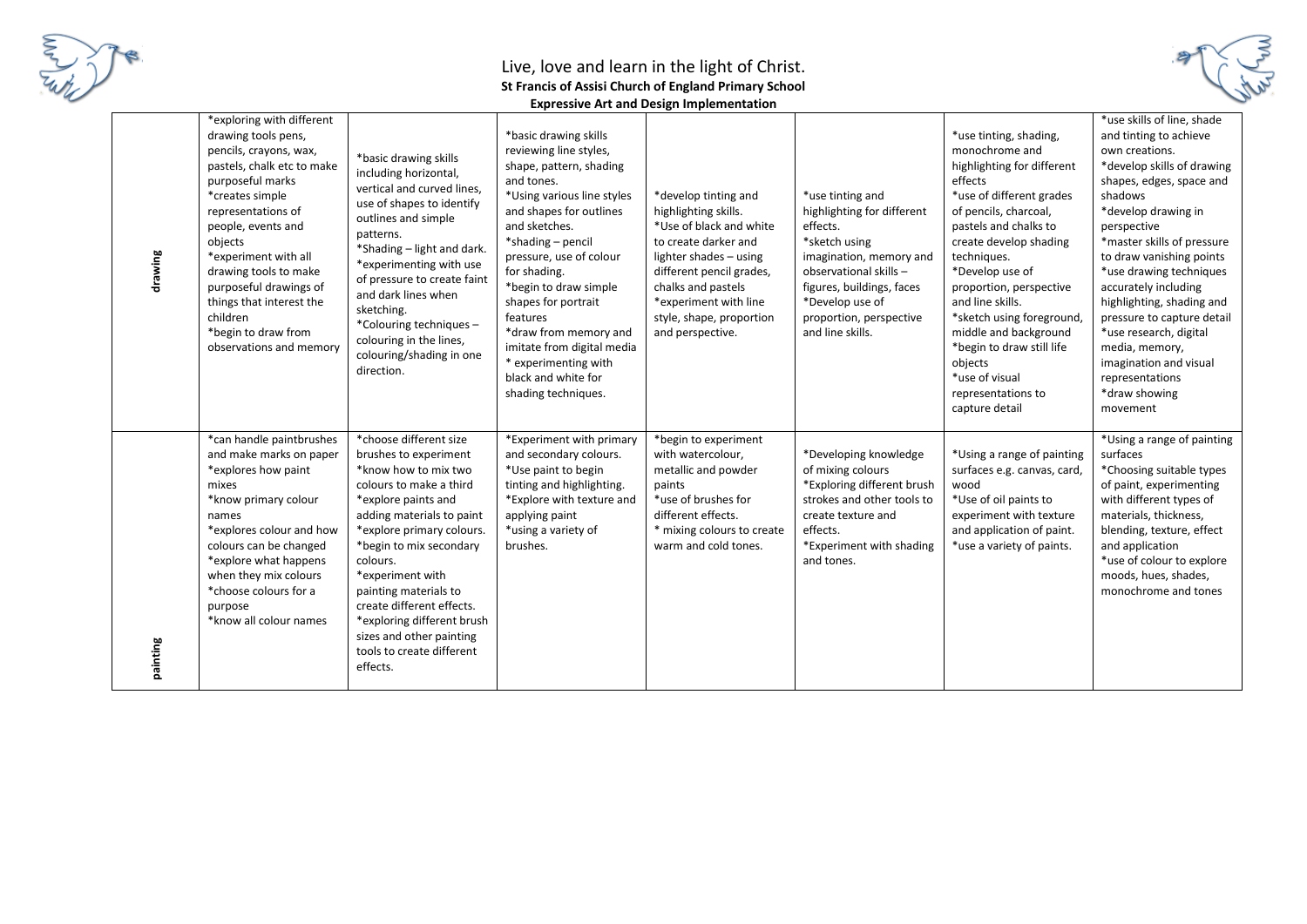Live, love and learn in the light of Christ.

**St Francis of Assisi Church of England Primary School**

**Expressive Art and Design Implementation**

| | | | | | | | |
|---|---|---|---|---|---|---|---|
| drawing | *exploring with different drawing tools pens, pencils, crayons, wax, pastels, chalk etc to make purposeful marks<br>*creates simple representations of people, events and objects<br>*experiment with all drawing tools to make purposeful drawings of things that interest the children<br>*begin to draw from observations and memory | *basic drawing skills including horizontal, vertical and curved lines, use of shapes to identify outlines and simple patterns.<br>*Shading – light and dark.<br>*experimenting with use of pressure to create faint and dark lines when sketching.<br>*Colouring techniques – colouring in the lines, colouring/shading in one direction. | *basic drawing skills reviewing line styles, shape, pattern, shading and tones.<br>*Using various line styles and shapes for outlines and sketches.<br>*shading – pencil pressure, use of colour for shading.<br>*begin to draw simple shapes for portrait features<br>*draw from memory and imitate from digital media<br>* experimenting with black and white for shading techniques. | *develop tinting and highlighting skills.<br>*Use of black and white to create darker and lighter shades – using different pencil grades, chalks and pastels<br>*experiment with line style, shape, proportion and perspective. | *use tinting and highlighting for different effects.<br>*sketch using imagination, memory and observational skills – figures, buildings, faces<br>*Develop use of proportion, perspective and line skills. | *use tinting, shading, monochrome and highlighting for different effects<br>*use of different grades of pencils, charcoal, pastels and chalks to create develop shading techniques.<br>*Develop use of proportion, perspective and line skills.<br>*sketch using foreground, middle and background<br>*begin to draw still life objects<br>*use of visual representations to capture detail | *use skills of line, shade and tinting to achieve own creations.<br>*develop skills of drawing shapes, edges, space and shadows<br>*develop drawing in perspective<br>*master skills of pressure to draw vanishing points<br>*use drawing techniques accurately including highlighting, shading and pressure to capture detail<br>*use research, digital media, memory, imagination and visual representations<br>*draw showing movement |
| painting | *can handle paintbrushes and make marks on paper<br>*explores how paint mixes<br>*know primary colour names<br>*explores colour and how colours can be changed<br>*explore what happens when they mix colours<br>*choose colours for a purpose<br>*know all colour names | *choose different size brushes to experiment<br>*know how to mix two colours to make a third<br>*explore paints and adding materials to paint<br>*explore primary colours.<br>*begin to mix secondary colours.<br>*experiment with painting materials to create different effects.<br>*exploring different brush sizes and other painting tools to create different effects. | *Experiment with primary and secondary colours.<br>*Use paint to begin tinting and highlighting.<br>*Explore with texture and applying paint<br>*using a variety of brushes. | *begin to experiment with watercolour, metallic and powder paints<br>*use of brushes for different effects.<br>* mixing colours to create warm and cold tones. | *Developing knowledge of mixing colours<br>*Exploring different brush strokes and other tools to create texture and effects.<br>*Experiment with shading and tones. | *Using a range of painting surfaces e.g. canvas, card, wood<br>*Use of oil paints to experiment with texture and application of paint.<br>*use a variety of paints. | *Using a range of painting surfaces<br>*Choosing suitable types of paint, experimenting with different types of materials, thickness, blending, texture, effect and application<br>*use of colour to explore moods, hues, shades, monochrome and tones |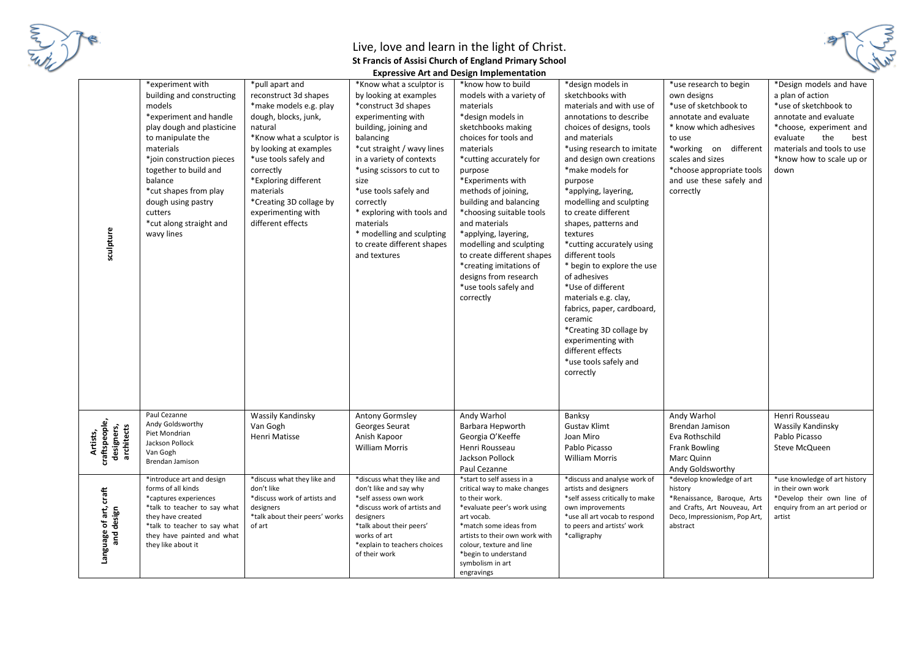Live, love and learn in the light of Christ.

**St Francis of Assisi Church of England Primary School**

**Expressive Art and Design Implementation**

| | | | | | | | |
|---|---|---|---|---|---|---|---|
| sculpture | *experiment with building and constructing models<br>*experiment and handle play dough and plasticine to manipulate the materials<br>*join construction pieces together to build and balance<br>*cut shapes from play dough using pastry cutters<br>*cut along straight and wavy lines | *pull apart and reconstruct 3d shapes<br>*make models e.g. play dough, blocks, junk, natural<br>*Know what a sculptor is by looking at examples<br>*use tools safely and correctly<br>*Exploring different materials<br>*Creating 3D collage by experimenting with different effects | *Know what a sculptor is by looking at examples<br>*construct 3d shapes experimenting with building, joining and balancing<br>*cut straight / wavy lines in a variety of contexts<br>*using scissors to cut to size<br>*use tools safely and correctly<br>* exploring with tools and materials<br>* modelling and sculpting to create different shapes and textures | *know how to build models with a variety of materials<br>*design models in sketchbooks making choices for tools and materials<br>*cutting accurately for purpose<br>*Experiments with methods of joining, building and balancing<br>*choosing suitable tools and materials<br>*applying, layering, modelling and sculpting to create different shapes<br>*creating imitations of designs from research<br>*use tools safely and correctly | *design models in sketchbooks with materials and with use of annotations to describe choices of designs, tools and materials<br>*using research to imitate and design own creations<br>*make models for purpose<br>*applying, layering, modelling and sculpting to create different shapes, patterns and textures<br>*cutting accurately using different tools<br>* begin to explore the use of adhesives<br>*Use of different materials e.g. clay, fabrics, paper, cardboard, ceramic<br>*Creating 3D collage by experimenting with different effects<br>*use tools safely and correctly | *use research to begin own designs<br>*use of sketchbook to annotate and evaluate<br>* know which adhesives to use<br>*working on different scales and sizes<br>*choose appropriate tools and use these safely and correctly | *Design models and have a plan of action<br>*use of sketchbook to annotate and evaluate<br>*choose, experiment and evaluate the best materials and tools to use<br>*know how to scale up or down |
| Artists, craftspeople, designers, architects | Paul Cezanne<br>Andy Goldsworthy<br>Piet Mondrian<br>Jackson Pollock<br>Van Gogh<br>Brendan Jamison | Wassily Kandinsky<br>Van Gogh<br>Henri Matisse | Antony Gormsley<br>Georges Seurat<br>Anish Kapoor<br>William Morris | Andy Warhol<br>Barbara Hepworth<br>Georgia O'Keeffe<br>Henri Rousseau<br>Jackson Pollock<br>Paul Cezanne | Banksy<br>Gustav Klimt<br>Joan Miro<br>Pablo Picasso<br>William Morris | Andy Warhol<br>Brendan Jamison<br>Eva Rothschild<br>Frank Bowling<br>Marc Quinn<br>Andy Goldsworthy | Henri Rousseau<br>Wassily Kandinsky<br>Pablo Picasso<br>Steve McQueen |
| Language of art, craft and design | *introduce art and design forms of all kinds<br>*captures experiences<br>*talk to teacher to say what they have created<br>*talk to teacher to say what they have painted and what they like about it | *discuss what they like and don't like<br>*discuss work of artists and designers<br>*talk about their peers' works of art | *discuss what they like and don't like and say why<br>*self assess own work<br>*discuss work of artists and designers<br>*talk about their peers' works of art<br>*explain to teachers choices of their work | *start to self assess in a critical way to make changes to their work.<br>*evaluate peer's work using art vocab.<br>*match some ideas from artists to their own work with colour, texture and line<br>*begin to understand symbolism in art engravings | *discuss and analyse work of artists and designers<br>*self assess critically to make own improvements<br>*use all art vocab to respond to peers and artists' work<br>*calligraphy | *develop knowledge of art history<br>*Renaissance, Baroque, Arts and Crafts, Art Nouveau, Art Deco, Impressionism, Pop Art, abstract | *use knowledge of art history in their own work<br>*Develop their own line of enquiry from an art period or artist |